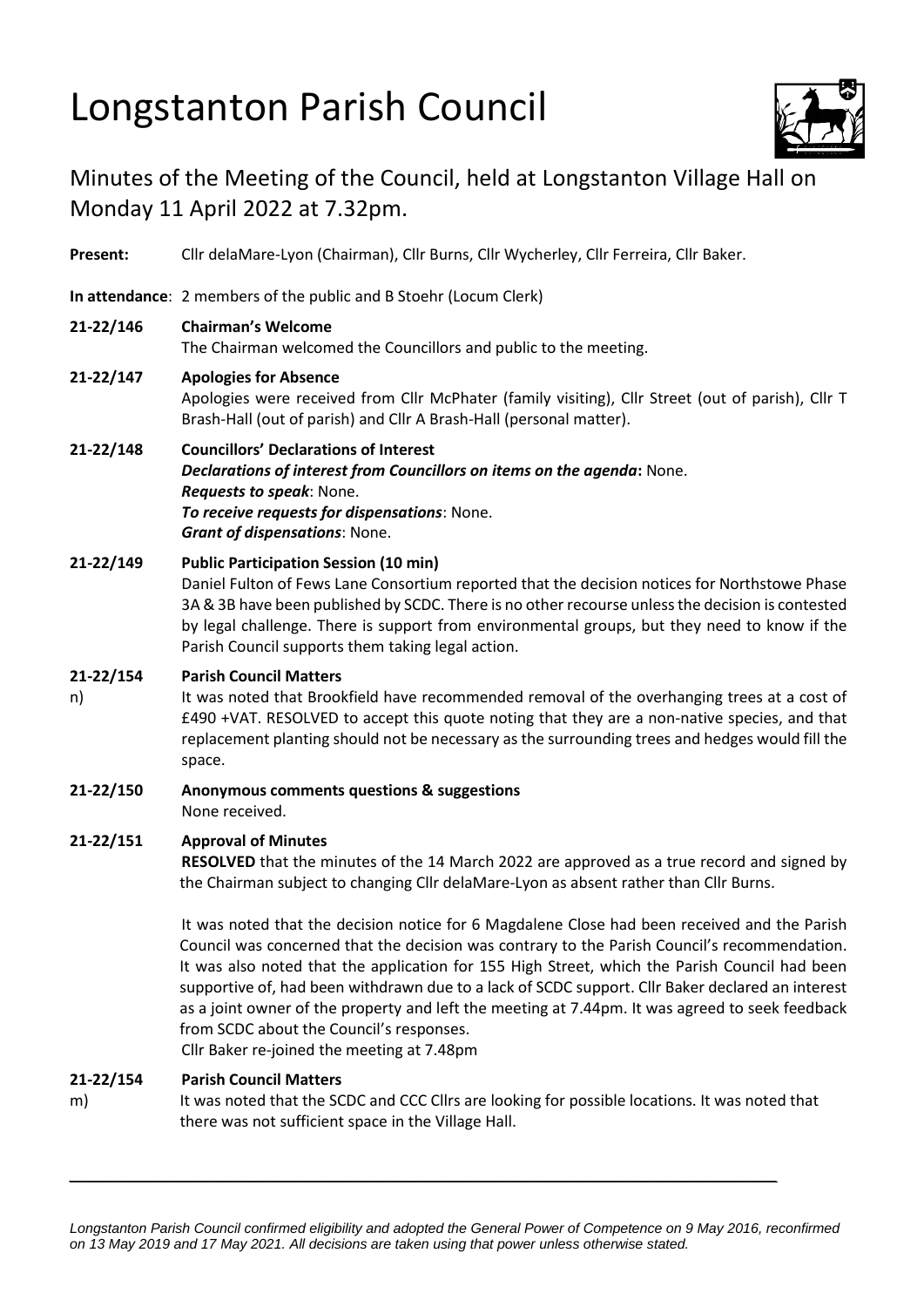# Longstanton Parish Council

## Minutes of the Meeting of the Council, held at Longstanton Village Hall on Monday 11 April 2022 at 7.32pm.

**Present:** Cllr delaMare-Lyon (Chairman), Cllr Burns, Cllr Wycherley, Cllr Ferreira, Cllr Baker.

**In attendance**: 2 members of the public and B Stoehr (Locum Clerk)

**21-22/146 Chairman's Welcome**

The Chairman welcomed the Councillors and public to the meeting.

**21-22/147 Apologies for Absence**

Apologies were received from Cllr McPhater (family visiting), Cllr Street (out of parish), Cllr T Brash-Hall (out of parish) and Cllr A Brash-Hall (personal matter).

**21-22/148 Councillors' Declarations of Interest**

***Declarations of interest from Councillors on items on the agenda*:** None.
***Requests to speak***: None.
***To receive requests for dispensations***: None.
***Grant of dispensations***: None.

**21-22/149 Public Participation Session (10 min)**

Daniel Fulton of Fews Lane Consortium reported that the decision notices for Northstowe Phase 3A & 3B have been published by SCDC. There is no other recourse unless the decision is contested by legal challenge. There is support from environmental groups, but they need to know if the Parish Council supports them taking legal action.

**21-22/154 Parish Council Matters**

n) It was noted that Brookfield have recommended removal of the overhanging trees at a cost of £490 +VAT. RESOLVED to accept this quote noting that they are a non-native species, and that replacement planting should not be necessary as the surrounding trees and hedges would fill the space.

**21-22/150 Anonymous comments questions & suggestions**

None received.

**21-22/151 Approval of Minutes**

**RESOLVED** that the minutes of the 14 March 2022 are approved as a true record and signed by the Chairman subject to changing Cllr delaMare-Lyon as absent rather than Cllr Burns.

It was noted that the decision notice for 6 Magdalene Close had been received and the Parish Council was concerned that the decision was contrary to the Parish Council's recommendation. It was also noted that the application for 155 High Street, which the Parish Council had been supportive of, had been withdrawn due to a lack of SCDC support. Cllr Baker declared an interest as a joint owner of the property and left the meeting at 7.44pm. It was agreed to seek feedback from SCDC about the Council's responses.
Cllr Baker re-joined the meeting at 7.48pm

**21-22/154 Parish Council Matters**

m) It was noted that the SCDC and CCC Cllrs are looking for possible locations. It was noted that there was not sufficient space in the Village Hall.

---

*Longstanton Parish Council confirmed eligibility and adopted the General Power of Competence on 9 May 2016, reconfirmed on 13 May 2019 and 17 May 2021. All decisions are taken using that power unless otherwise stated.*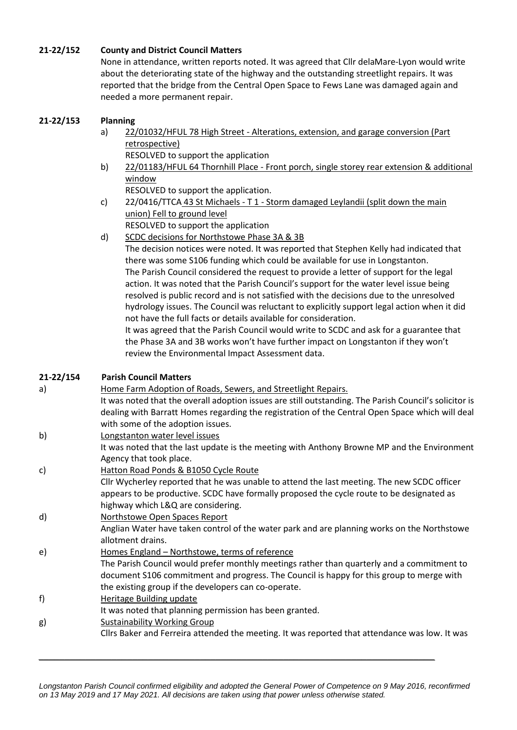**21-22/152 County and District Council Matters**

None in attendance, written reports noted. It was agreed that Cllr delaMare-Lyon would write about the deteriorating state of the highway and the outstanding streetlight repairs. It was reported that the bridge from the Central Open Space to Fews Lane was damaged again and needed a more permanent repair.

**21-22/153 Planning**

a) 22/01032/HFUL 78 High Street - Alterations, extension, and garage conversion (Part retrospective)
RESOLVED to support the application

b) 22/01183/HFUL 64 Thornhill Place - Front porch, single storey rear extension & additional window
RESOLVED to support the application.

c) 22/0416/TTCA 43 St Michaels - T 1 - Storm damaged Leylandii (split down the main union) Fell to ground level
RESOLVED to support the application

d) SCDC decisions for Northstowe Phase 3A & 3B
The decision notices were noted. It was reported that Stephen Kelly had indicated that there was some S106 funding which could be available for use in Longstanton.
The Parish Council considered the request to provide a letter of support for the legal action. It was noted that the Parish Council's support for the water level issue being resolved is public record and is not satisfied with the decisions due to the unresolved hydrology issues. The Council was reluctant to explicitly support legal action when it did not have the full facts or details available for consideration.
It was agreed that the Parish Council would write to SCDC and ask for a guarantee that the Phase 3A and 3B works won't have further impact on Longstanton if they won't review the Environmental Impact Assessment data.

**21-22/154 Parish Council Matters**

a) Home Farm Adoption of Roads, Sewers, and Streetlight Repairs.
It was noted that the overall adoption issues are still outstanding. The Parish Council's solicitor is dealing with Barratt Homes regarding the registration of the Central Open Space which will deal with some of the adoption issues.

b) Longstanton water level issues
It was noted that the last update is the meeting with Anthony Browne MP and the Environment Agency that took place.

c) Hatton Road Ponds & B1050 Cycle Route
Cllr Wycherley reported that he was unable to attend the last meeting. The new SCDC officer appears to be productive. SCDC have formally proposed the cycle route to be designated as highway which L&Q are considering.

d) Northstowe Open Spaces Report
Anglian Water have taken control of the water park and are planning works on the Northstowe allotment drains.

e) Homes England – Northstowe, terms of reference
The Parish Council would prefer monthly meetings rather than quarterly and a commitment to document S106 commitment and progress. The Council is happy for this group to merge with the existing group if the developers can co-operate.

f) Heritage Building update
It was noted that planning permission has been granted.

g) Sustainability Working Group
Cllrs Baker and Ferreira attended the meeting. It was reported that attendance was low. It was

*Longstanton Parish Council confirmed eligibility and adopted the General Power of Competence on 9 May 2016, reconfirmed on 13 May 2019 and 17 May 2021. All decisions are taken using that power unless otherwise stated.*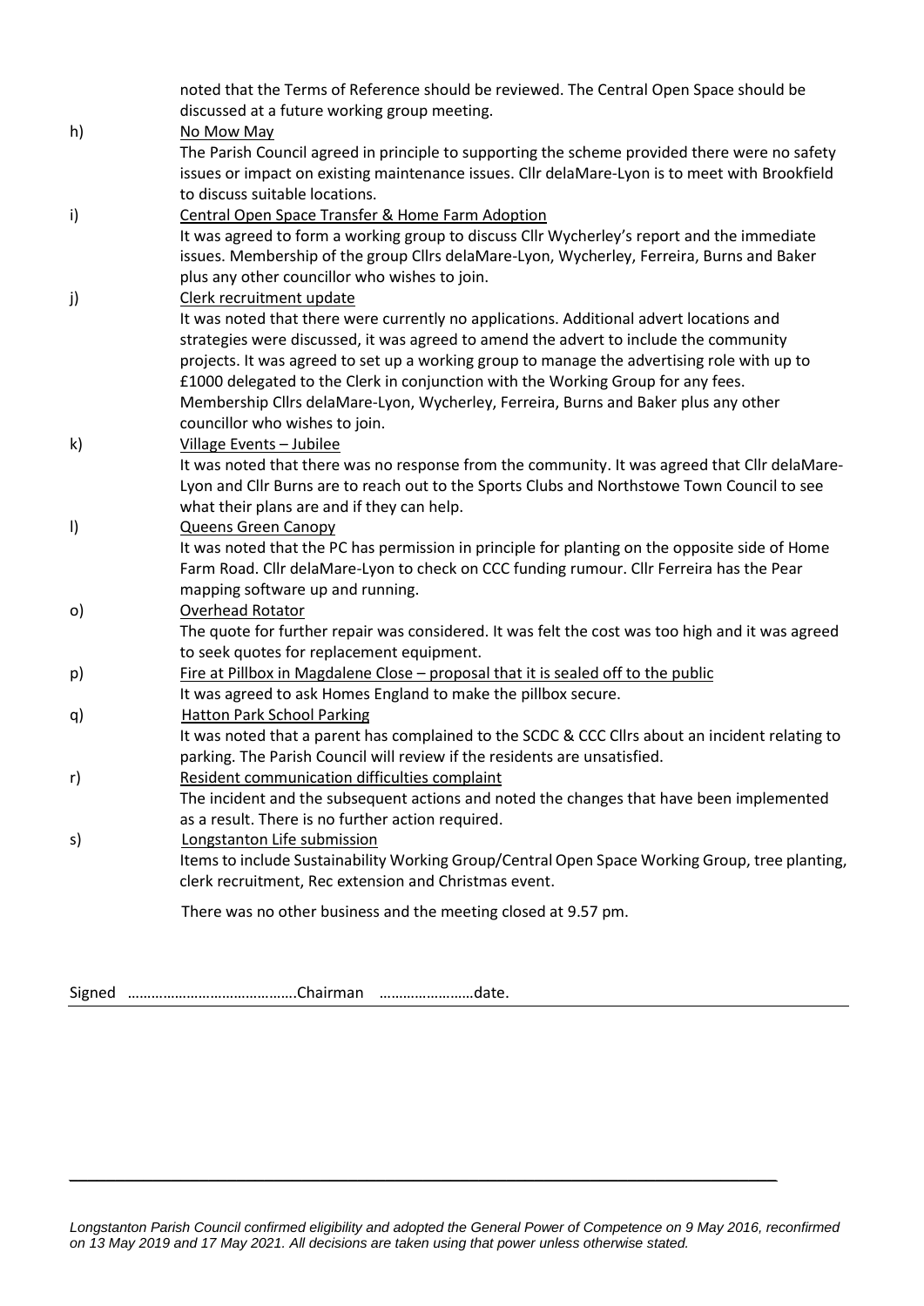noted that the Terms of Reference should be reviewed. The Central Open Space should be discussed at a future working group meeting.

h) <u>No Mow May</u>

The Parish Council agreed in principle to supporting the scheme provided there were no safety issues or impact on existing maintenance issues. Cllr delaMare-Lyon is to meet with Brookfield to discuss suitable locations.

i) <u>Central Open Space Transfer & Home Farm Adoption</u>

It was agreed to form a working group to discuss Cllr Wycherley's report and the immediate issues. Membership of the group Cllrs delaMare-Lyon, Wycherley, Ferreira, Burns and Baker plus any other councillor who wishes to join.

j) <u>Clerk recruitment update</u>

It was noted that there were currently no applications. Additional advert locations and strategies were discussed, it was agreed to amend the advert to include the community projects. It was agreed to set up a working group to manage the advertising role with up to £1000 delegated to the Clerk in conjunction with the Working Group for any fees. Membership Cllrs delaMare-Lyon, Wycherley, Ferreira, Burns and Baker plus any other councillor who wishes to join.

k) <u>Village Events – Jubilee</u>

It was noted that there was no response from the community. It was agreed that Cllr delaMare-Lyon and Cllr Burns are to reach out to the Sports Clubs and Northstowe Town Council to see what their plans are and if they can help.

l) <u>Queens Green Canopy</u>

It was noted that the PC has permission in principle for planting on the opposite side of Home Farm Road. Cllr delaMare-Lyon to check on CCC funding rumour. Cllr Ferreira has the Pear mapping software up and running.

o) <u>Overhead Rotator</u>

The quote for further repair was considered. It was felt the cost was too high and it was agreed to seek quotes for replacement equipment.

p) <u>Fire at Pillbox in Magdalene Close – proposal that it is sealed off to the public</u>

It was agreed to ask Homes England to make the pillbox secure.

q) <u>Hatton Park School Parking</u>

It was noted that a parent has complained to the SCDC & CCC Cllrs about an incident relating to parking. The Parish Council will review if the residents are unsatisfied.

r) <u>Resident communication difficulties complaint</u>

The incident and the subsequent actions and noted the changes that have been implemented as a result. There is no further action required.

s) <u>Longstanton Life submission</u>

Items to include Sustainability Working Group/Central Open Space Working Group, tree planting, clerk recruitment, Rec extension and Christmas event.

There was no other business and the meeting closed at 9.57 pm.

Signed …………………………………….Chairman ……………………date.

*Longstanton Parish Council confirmed eligibility and adopted the General Power of Competence on 9 May 2016, reconfirmed on 13 May 2019 and 17 May 2021. All decisions are taken using that power unless otherwise stated.*